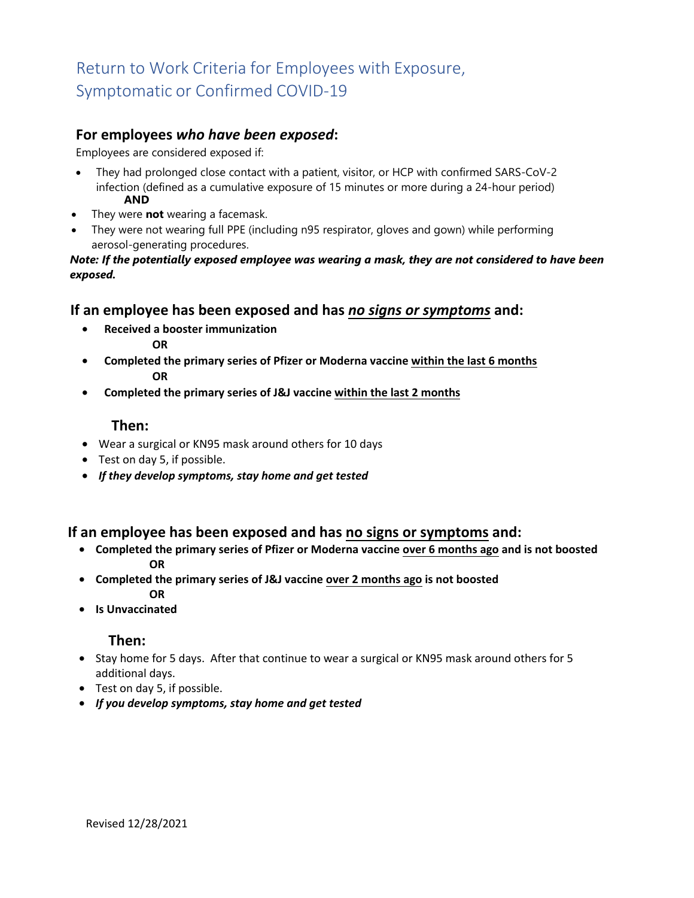# Return to Work Criteria for Employees with Exposure, Symptomatic or Confirmed COVID-19

## For employees *who have been exposed*:

Employees are considered exposed if:

- They had prolonged close contact with a patient, visitor, or HCP with confirmed SARS-CoV-2 infection (defined as a cumulative exposure of 15 minutes or more during a 24-hour period)
  **AND**
- They were **not** wearing a facemask.
- They were not wearing full PPE (including n95 respirator, gloves and gown) while performing aerosol-generating procedures.

***Note: If the potentially exposed employee was wearing a mask, they are not considered to have been exposed.***

## If an employee has been exposed and has ***no signs or symptoms*** and:

- **Received a booster immunization**
  **OR**
- **Completed the primary series of Pfizer or Moderna vaccine within the last 6 months**
  **OR**
- **Completed the primary series of J&J vaccine within the last 2 months**

### Then:

- Wear a surgical or KN95 mask around others for 10 days
- Test on day 5, if possible.
- ***If they develop symptoms, stay home and get tested***

## If an employee has been exposed and has no signs or symptoms and:

- **Completed the primary series of Pfizer or Moderna vaccine over 6 months ago and is not boosted**
  **OR**
- **Completed the primary series of J&J vaccine over 2 months ago is not boosted**
  **OR**
- **Is Unvaccinated**

### Then:

- Stay home for 5 days. After that continue to wear a surgical or KN95 mask around others for 5 additional days.
- Test on day 5, if possible.
- ***If you develop symptoms, stay home and get tested***

Revised 12/28/2021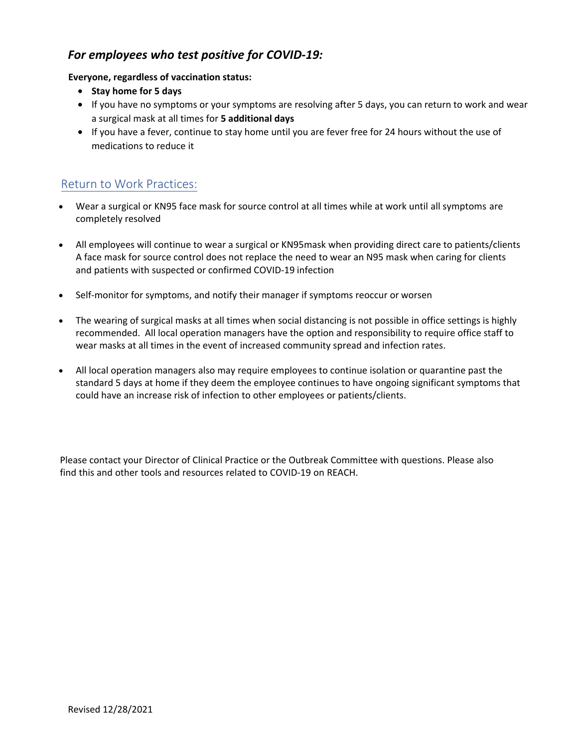## *For employees who test positive for COVID-19:*

**Everyone, regardless of vaccination status:**

- **Stay home for 5 days**
- If you have no symptoms or your symptoms are resolving after 5 days, you can return to work and wear a surgical mask at all times for **5 additional days**
- If you have a fever, continue to stay home until you are fever free for 24 hours without the use of medications to reduce it

## Return to Work Practices:

- Wear a surgical or KN95 face mask for source control at all times while at work until all symptoms are completely resolved
- All employees will continue to wear a surgical or KN95mask when providing direct care to patients/clients A face mask for source control does not replace the need to wear an N95 mask when caring for clients and patients with suspected or confirmed COVID-19 infection
- Self-monitor for symptoms, and notify their manager if symptoms reoccur or worsen
- The wearing of surgical masks at all times when social distancing is not possible in office settings is highly recommended. All local operation managers have the option and responsibility to require office staff to wear masks at all times in the event of increased community spread and infection rates.
- All local operation managers also may require employees to continue isolation or quarantine past the standard 5 days at home if they deem the employee continues to have ongoing significant symptoms that could have an increase risk of infection to other employees or patients/clients.

Please contact your Director of Clinical Practice or the Outbreak Committee with questions. Please also find this and other tools and resources related to COVID-19 on REACH.

Revised 12/28/2021